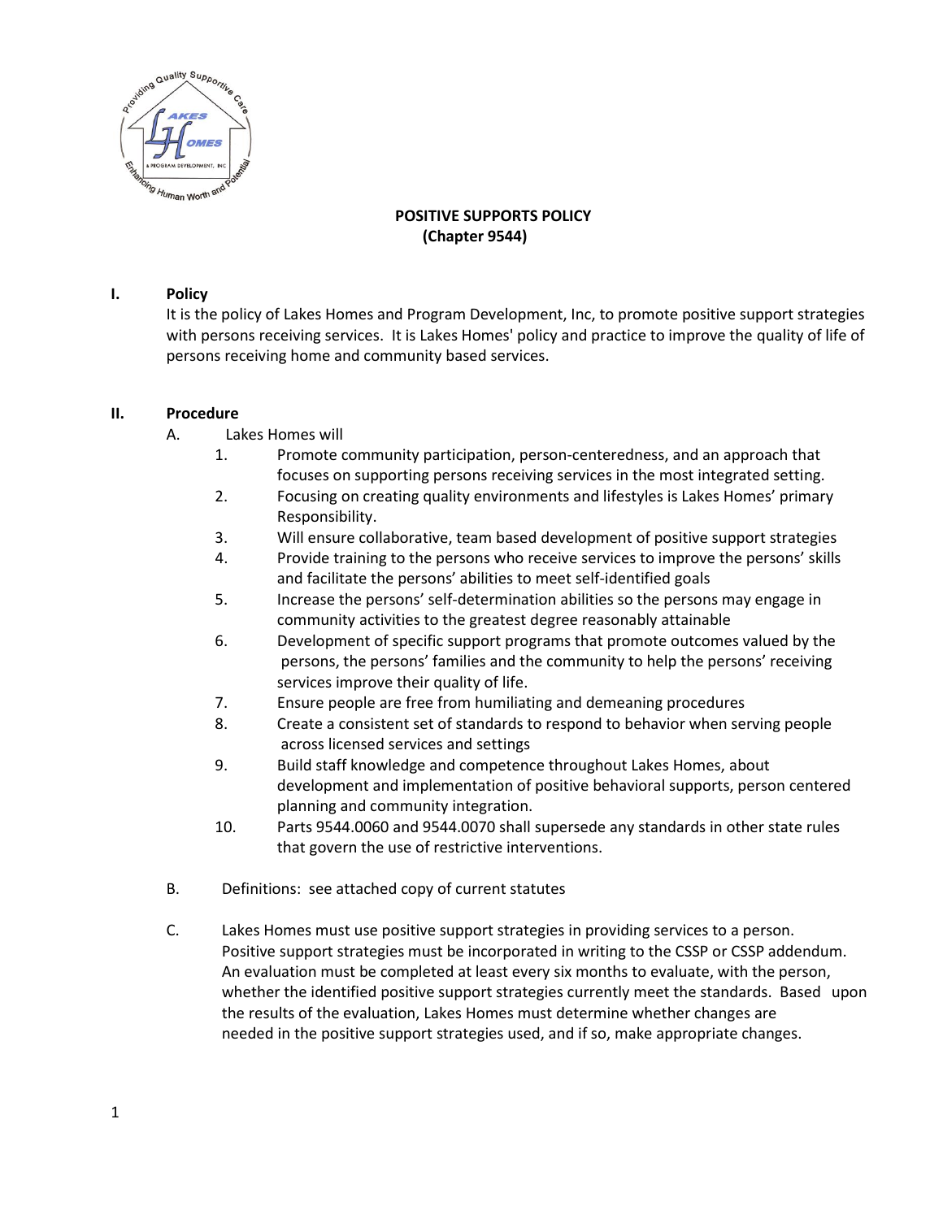# POSITIVE SUPPORTS POLICY
## (Chapter 9544)

## I. Policy

It is the policy of Lakes Homes and Program Development, Inc, to promote positive support strategies with persons receiving services. It is Lakes Homes' policy and practice to improve the quality of life of persons receiving home and community based services.

## II. Procedure

A. Lakes Homes will

1. Promote community participation, person-centeredness, and an approach that focuses on supporting persons receiving services in the most integrated setting.
2. Focusing on creating quality environments and lifestyles is Lakes Homes' primary Responsibility.
3. Will ensure collaborative, team based development of positive support strategies
4. Provide training to the persons who receive services to improve the persons' skills and facilitate the persons' abilities to meet self-identified goals
5. Increase the persons' self-determination abilities so the persons may engage in community activities to the greatest degree reasonably attainable
6. Development of specific support programs that promote outcomes valued by the persons, the persons' families and the community to help the persons' receiving services improve their quality of life.
7. Ensure people are free from humiliating and demeaning procedures
8. Create a consistent set of standards to respond to behavior when serving people across licensed services and settings
9. Build staff knowledge and competence throughout Lakes Homes, about development and implementation of positive behavioral supports, person centered planning and community integration.
10. Parts 9544.0060 and 9544.0070 shall supersede any standards in other state rules that govern the use of restrictive interventions.

B. Definitions: see attached copy of current statutes

C. Lakes Homes must use positive support strategies in providing services to a person. Positive support strategies must be incorporated in writing to the CSSP or CSSP addendum. An evaluation must be completed at least every six months to evaluate, with the person, whether the identified positive support strategies currently meet the standards. Based upon the results of the evaluation, Lakes Homes must determine whether changes are needed in the positive support strategies used, and if so, make appropriate changes.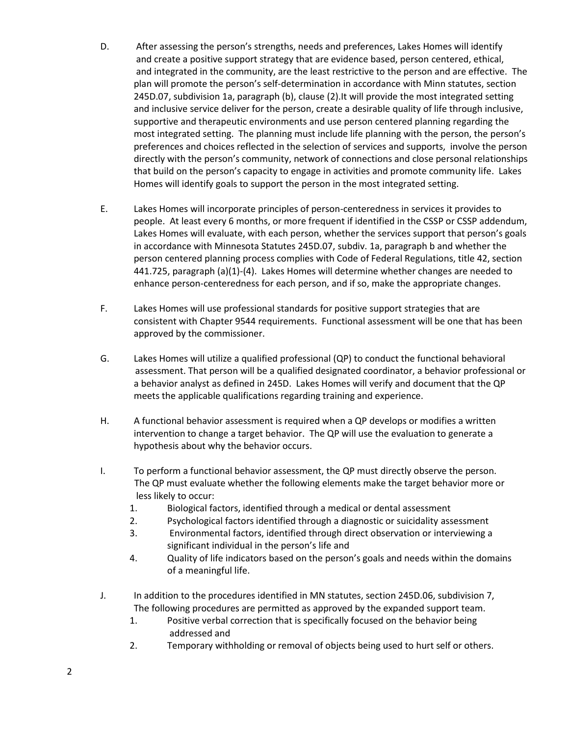D. After assessing the person's strengths, needs and preferences, Lakes Homes will identify and create a positive support strategy that are evidence based, person centered, ethical, and integrated in the community, are the least restrictive to the person and are effective. The plan will promote the person's self-determination in accordance with Minn statutes, section 245D.07, subdivision 1a, paragraph (b), clause (2).It will provide the most integrated setting and inclusive service deliver for the person, create a desirable quality of life through inclusive, supportive and therapeutic environments and use person centered planning regarding the most integrated setting. The planning must include life planning with the person, the person's preferences and choices reflected in the selection of services and supports, involve the person directly with the person's community, network of connections and close personal relationships that build on the person's capacity to engage in activities and promote community life. Lakes Homes will identify goals to support the person in the most integrated setting.

E. Lakes Homes will incorporate principles of person-centeredness in services it provides to people. At least every 6 months, or more frequent if identified in the CSSP or CSSP addendum, Lakes Homes will evaluate, with each person, whether the services support that person's goals in accordance with Minnesota Statutes 245D.07, subdiv. 1a, paragraph b and whether the person centered planning process complies with Code of Federal Regulations, title 42, section 441.725, paragraph (a)(1)-(4). Lakes Homes will determine whether changes are needed to enhance person-centeredness for each person, and if so, make the appropriate changes.

F. Lakes Homes will use professional standards for positive support strategies that are consistent with Chapter 9544 requirements. Functional assessment will be one that has been approved by the commissioner.

G. Lakes Homes will utilize a qualified professional (QP) to conduct the functional behavioral assessment. That person will be a qualified designated coordinator, a behavior professional or a behavior analyst as defined in 245D. Lakes Homes will verify and document that the QP meets the applicable qualifications regarding training and experience.

H. A functional behavior assessment is required when a QP develops or modifies a written intervention to change a target behavior. The QP will use the evaluation to generate a hypothesis about why the behavior occurs.

I. To perform a functional behavior assessment, the QP must directly observe the person. The QP must evaluate whether the following elements make the target behavior more or less likely to occur:

1. Biological factors, identified through a medical or dental assessment
2. Psychological factors identified through a diagnostic or suicidality assessment
3. Environmental factors, identified through direct observation or interviewing a significant individual in the person's life and
4. Quality of life indicators based on the person's goals and needs within the domains of a meaningful life.

J. In addition to the procedures identified in MN statutes, section 245D.06, subdivision 7, The following procedures are permitted as approved by the expanded support team.

1. Positive verbal correction that is specifically focused on the behavior being addressed and
2. Temporary withholding or removal of objects being used to hurt self or others.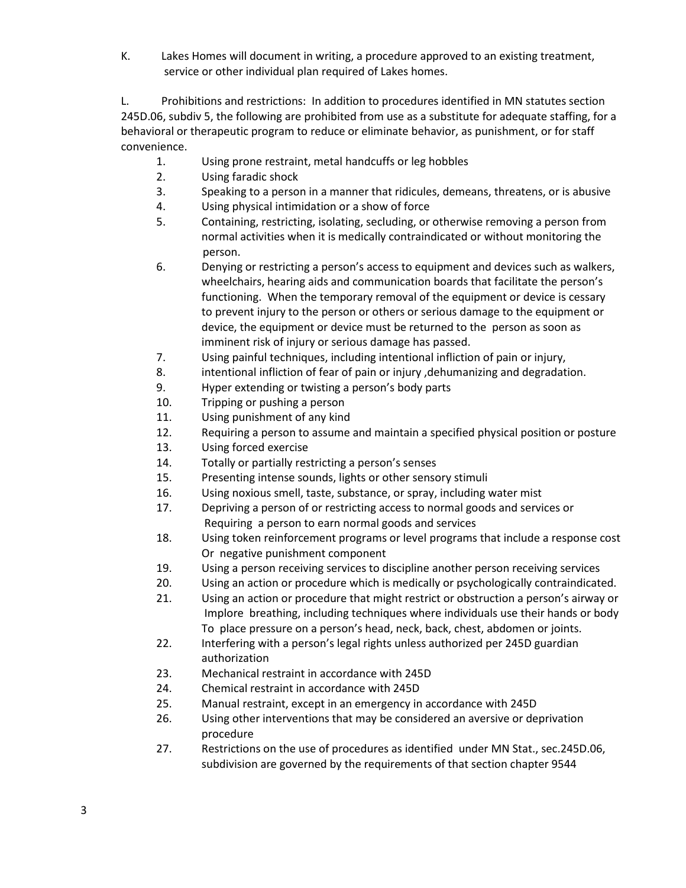K. Lakes Homes will document in writing, a procedure approved to an existing treatment, service or other individual plan required of Lakes homes.

L. Prohibitions and restrictions: In addition to procedures identified in MN statutes section 245D.06, subdiv 5, the following are prohibited from use as a substitute for adequate staffing, for a behavioral or therapeutic program to reduce or eliminate behavior, as punishment, or for staff convenience.

1. Using prone restraint, metal handcuffs or leg hobbles
2. Using faradic shock
3. Speaking to a person in a manner that ridicules, demeans, threatens, or is abusive
4. Using physical intimidation or a show of force
5. Containing, restricting, isolating, secluding, or otherwise removing a person from normal activities when it is medically contraindicated or without monitoring the person.
6. Denying or restricting a person's access to equipment and devices such as walkers, wheelchairs, hearing aids and communication boards that facilitate the person's functioning. When the temporary removal of the equipment or device is cessary to prevent injury to the person or others or serious damage to the equipment or device, the equipment or device must be returned to the person as soon as imminent risk of injury or serious damage has passed.
7. Using painful techniques, including intentional infliction of pain or injury,
8. intentional infliction of fear of pain or injury ,dehumanizing and degradation.
9. Hyper extending or twisting a person's body parts
10. Tripping or pushing a person
11. Using punishment of any kind
12. Requiring a person to assume and maintain a specified physical position or posture
13. Using forced exercise
14. Totally or partially restricting a person's senses
15. Presenting intense sounds, lights or other sensory stimuli
16. Using noxious smell, taste, substance, or spray, including water mist
17. Depriving a person of or restricting access to normal goods and services or Requiring a person to earn normal goods and services
18. Using token reinforcement programs or level programs that include a response cost Or negative punishment component
19. Using a person receiving services to discipline another person receiving services
20. Using an action or procedure which is medically or psychologically contraindicated.
21. Using an action or procedure that might restrict or obstruction a person's airway or Implore breathing, including techniques where individuals use their hands or body To place pressure on a person's head, neck, back, chest, abdomen or joints.
22. Interfering with a person's legal rights unless authorized per 245D guardian authorization
23. Mechanical restraint in accordance with 245D
24. Chemical restraint in accordance with 245D
25. Manual restraint, except in an emergency in accordance with 245D
26. Using other interventions that may be considered an aversive or deprivation procedure
27. Restrictions on the use of procedures as identified under MN Stat., sec.245D.06, subdivision are governed by the requirements of that section chapter 9544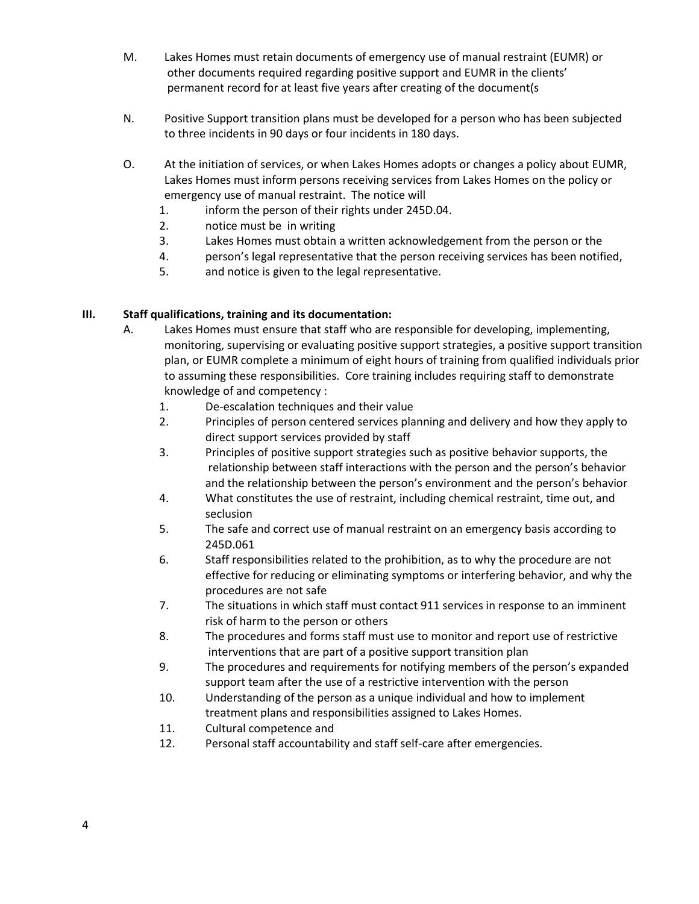M. Lakes Homes must retain documents of emergency use of manual restraint (EUMR) or other documents required regarding positive support and EUMR in the clients' permanent record for at least five years after creating of the document(s

N. Positive Support transition plans must be developed for a person who has been subjected to three incidents in 90 days or four incidents in 180 days.

O. At the initiation of services, or when Lakes Homes adopts or changes a policy about EUMR, Lakes Homes must inform persons receiving services from Lakes Homes on the policy or emergency use of manual restraint. The notice will

1. inform the person of their rights under 245D.04.
2. notice must be in writing
3. Lakes Homes must obtain a written acknowledgement from the person or the
4. person's legal representative that the person receiving services has been notified,
5. and notice is given to the legal representative.

### III. Staff qualifications, training and its documentation:

A. Lakes Homes must ensure that staff who are responsible for developing, implementing, monitoring, supervising or evaluating positive support strategies, a positive support transition plan, or EUMR complete a minimum of eight hours of training from qualified individuals prior to assuming these responsibilities. Core training includes requiring staff to demonstrate knowledge of and competency :

1. De-escalation techniques and their value
2. Principles of person centered services planning and delivery and how they apply to direct support services provided by staff
3. Principles of positive support strategies such as positive behavior supports, the relationship between staff interactions with the person and the person's behavior and the relationship between the person's environment and the person's behavior
4. What constitutes the use of restraint, including chemical restraint, time out, and seclusion
5. The safe and correct use of manual restraint on an emergency basis according to 245D.061
6. Staff responsibilities related to the prohibition, as to why the procedure are not effective for reducing or eliminating symptoms or interfering behavior, and why the procedures are not safe
7. The situations in which staff must contact 911 services in response to an imminent risk of harm to the person or others
8. The procedures and forms staff must use to monitor and report use of restrictive interventions that are part of a positive support transition plan
9. The procedures and requirements for notifying members of the person's expanded support team after the use of a restrictive intervention with the person
10. Understanding of the person as a unique individual and how to implement treatment plans and responsibilities assigned to Lakes Homes.
11. Cultural competence and
12. Personal staff accountability and staff self-care after emergencies.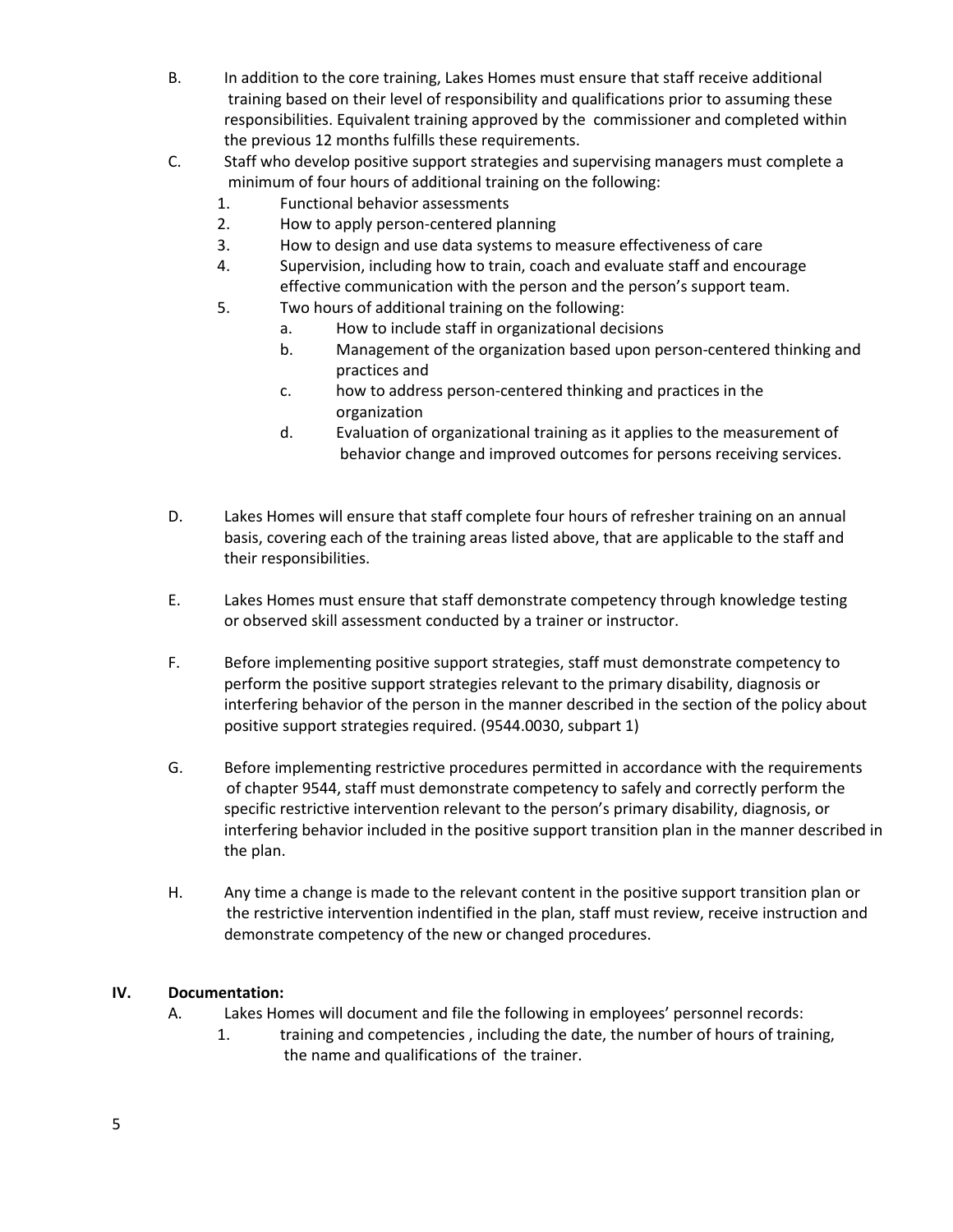B. In addition to the core training, Lakes Homes must ensure that staff receive additional training based on their level of responsibility and qualifications prior to assuming these responsibilities. Equivalent training approved by the commissioner and completed within the previous 12 months fulfills these requirements.

C. Staff who develop positive support strategies and supervising managers must complete a minimum of four hours of additional training on the following:

   1. Functional behavior assessments
   2. How to apply person-centered planning
   3. How to design and use data systems to measure effectiveness of care
   4. Supervision, including how to train, coach and evaluate staff and encourage effective communication with the person and the person's support team.
   5. Two hours of additional training on the following:
      a. How to include staff in organizational decisions
      b. Management of the organization based upon person-centered thinking and practices and
      c. how to address person-centered thinking and practices in the organization
      d. Evaluation of organizational training as it applies to the measurement of behavior change and improved outcomes for persons receiving services.

D. Lakes Homes will ensure that staff complete four hours of refresher training on an annual basis, covering each of the training areas listed above, that are applicable to the staff and their responsibilities.

E. Lakes Homes must ensure that staff demonstrate competency through knowledge testing or observed skill assessment conducted by a trainer or instructor.

F. Before implementing positive support strategies, staff must demonstrate competency to perform the positive support strategies relevant to the primary disability, diagnosis or interfering behavior of the person in the manner described in the section of the policy about positive support strategies required. (9544.0030, subpart 1)

G. Before implementing restrictive procedures permitted in accordance with the requirements of chapter 9544, staff must demonstrate competency to safely and correctly perform the specific restrictive intervention relevant to the person's primary disability, diagnosis, or interfering behavior included in the positive support transition plan in the manner described in the plan.

H. Any time a change is made to the relevant content in the positive support transition plan or the restrictive intervention indentified in the plan, staff must review, receive instruction and demonstrate competency of the new or changed procedures.

## IV. Documentation:

A. Lakes Homes will document and file the following in employees' personnel records:

   1. training and competencies , including the date, the number of hours of training, the name and qualifications of the trainer.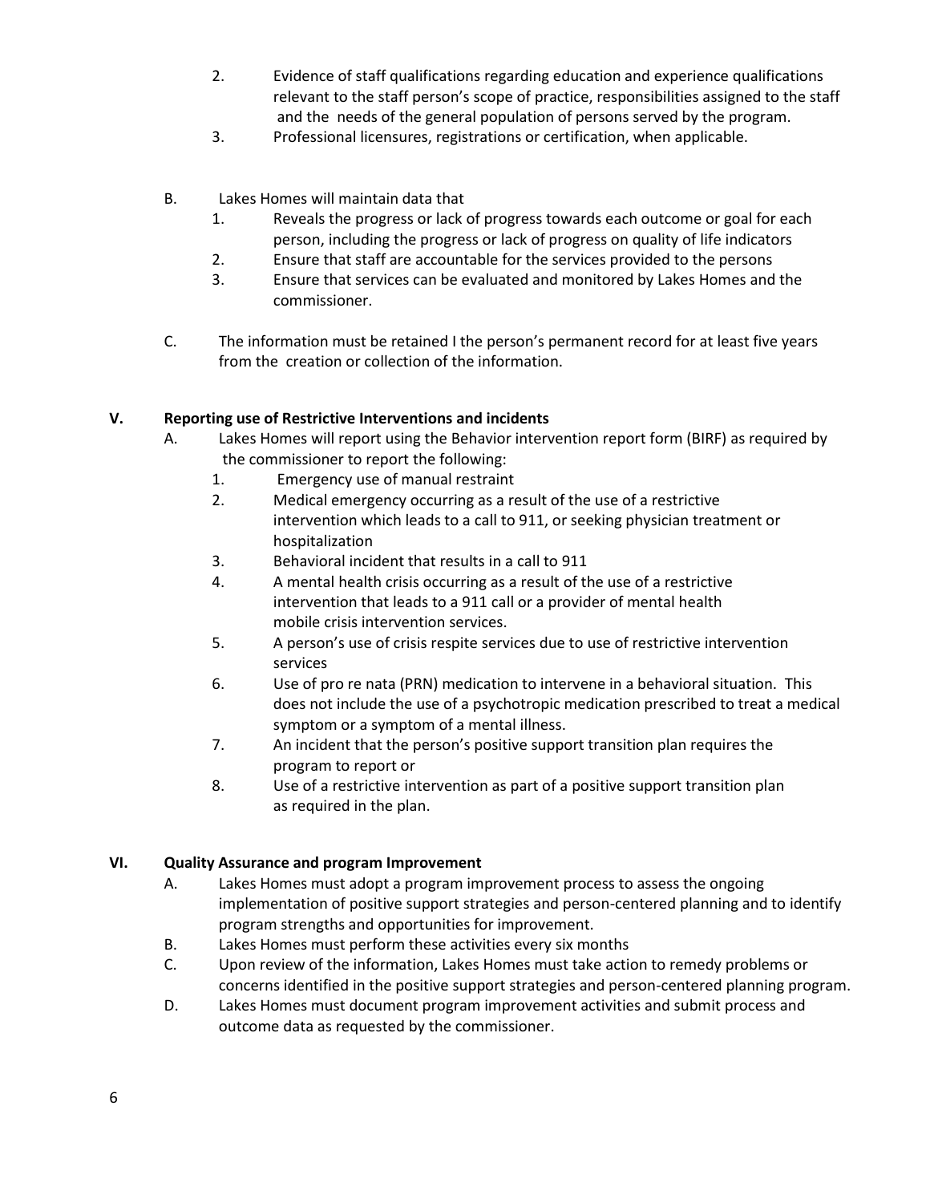2. Evidence of staff qualifications regarding education and experience qualifications relevant to the staff person's scope of practice, responsibilities assigned to the staff and the needs of the general population of persons served by the program.
3. Professional licensures, registrations or certification, when applicable.

B. Lakes Homes will maintain data that
   1. Reveals the progress or lack of progress towards each outcome or goal for each person, including the progress or lack of progress on quality of life indicators
   2. Ensure that staff are accountable for the services provided to the persons
   3. Ensure that services can be evaluated and monitored by Lakes Homes and the commissioner.

C. The information must be retained I the person's permanent record for at least five years from the creation or collection of the information.

## V. Reporting use of Restrictive Interventions and incidents

A. Lakes Homes will report using the Behavior intervention report form (BIRF) as required by the commissioner to report the following:
   1. Emergency use of manual restraint
   2. Medical emergency occurring as a result of the use of a restrictive intervention which leads to a call to 911, or seeking physician treatment or hospitalization
   3. Behavioral incident that results in a call to 911
   4. A mental health crisis occurring as a result of the use of a restrictive intervention that leads to a 911 call or a provider of mental health mobile crisis intervention services.
   5. A person's use of crisis respite services due to use of restrictive intervention services
   6. Use of pro re nata (PRN) medication to intervene in a behavioral situation. This does not include the use of a psychotropic medication prescribed to treat a medical symptom or a symptom of a mental illness.
   7. An incident that the person's positive support transition plan requires the program to report or
   8. Use of a restrictive intervention as part of a positive support transition plan as required in the plan.

## VI. Quality Assurance and program Improvement

A. Lakes Homes must adopt a program improvement process to assess the ongoing implementation of positive support strategies and person-centered planning and to identify program strengths and opportunities for improvement.

B. Lakes Homes must perform these activities every six months

C. Upon review of the information, Lakes Homes must take action to remedy problems or concerns identified in the positive support strategies and person-centered planning program.

D. Lakes Homes must document program improvement activities and submit process and outcome data as requested by the commissioner.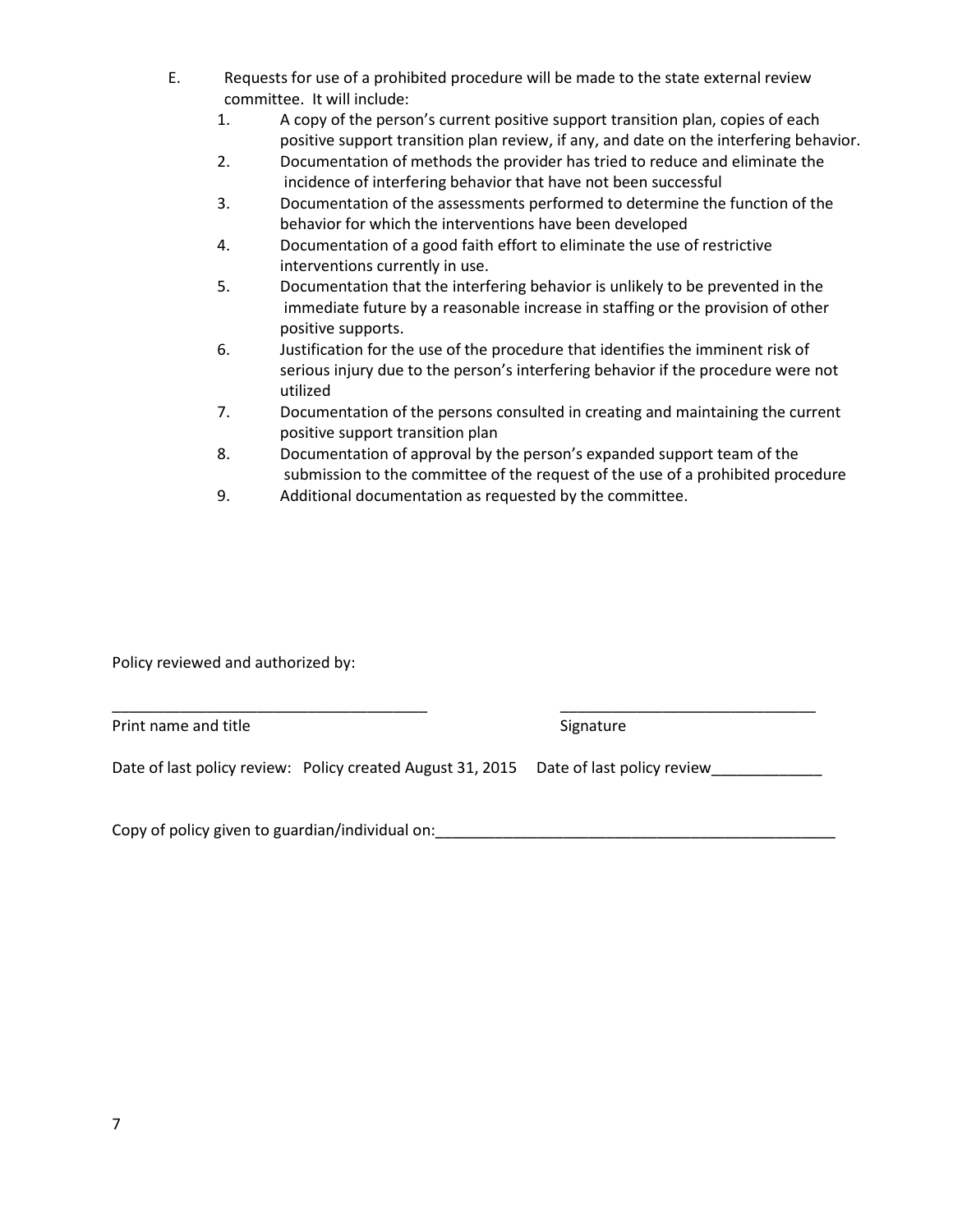E. Requests for use of a prohibited procedure will be made to the state external review committee. It will include:

1. A copy of the person's current positive support transition plan, copies of each positive support transition plan review, if any, and date on the interfering behavior.
2. Documentation of methods the provider has tried to reduce and eliminate the incidence of interfering behavior that have not been successful
3. Documentation of the assessments performed to determine the function of the behavior for which the interventions have been developed
4. Documentation of a good faith effort to eliminate the use of restrictive interventions currently in use.
5. Documentation that the interfering behavior is unlikely to be prevented in the immediate future by a reasonable increase in staffing or the provision of other positive supports.
6. Justification for the use of the procedure that identifies the imminent risk of serious injury due to the person's interfering behavior if the procedure were not utilized
7. Documentation of the persons consulted in creating and maintaining the current positive support transition plan
8. Documentation of approval by the person's expanded support team of the submission to the committee of the request of the use of a prohibited procedure
9. Additional documentation as requested by the committee.

Policy reviewed and authorized by:

______________________________________ ______________________________

Print name and title Signature

Date of last policy review: Policy created August 31, 2015 Date of last policy review_____________

Copy of policy given to guardian/individual on:_______________________________________________